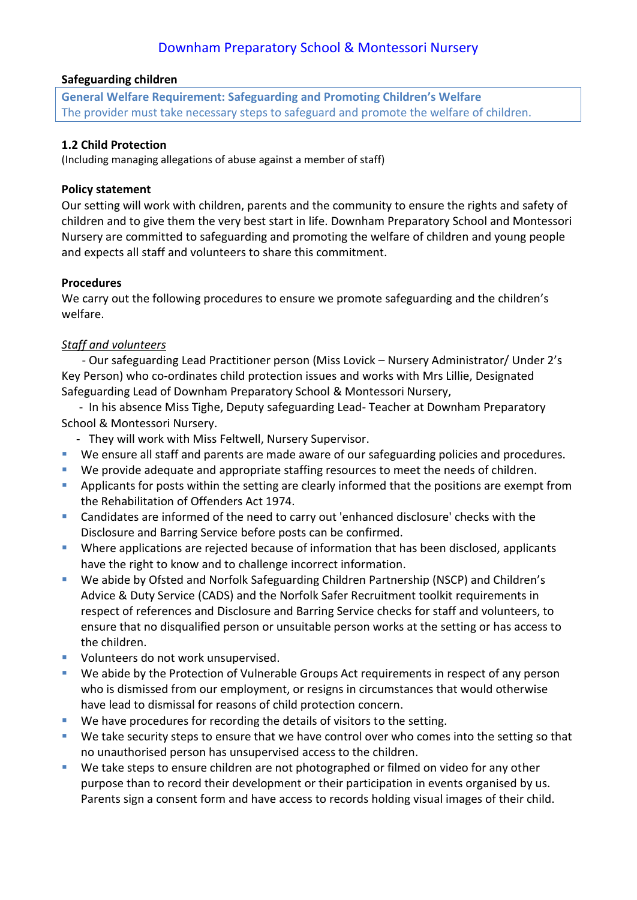# Downham Preparatory School & Montessori Nursery

**Safeguarding children**

> **General Welfare Requirement: Safeguarding and Promoting Children's Welfare**
> The provider must take necessary steps to safeguard and promote the welfare of children.

### 1.2 Child Protection

(Including managing allegations of abuse against a member of staff)

#### Policy statement

Our setting will work with children, parents and the community to ensure the rights and safety of children and to give them the very best start in life. Downham Preparatory School and Montessori Nursery are committed to safeguarding and promoting the welfare of children and young people and expects all staff and volunteers to share this commitment.

#### Procedures

We carry out the following procedures to ensure we promote safeguarding and the children's welfare.

*Staff and volunteers*

- Our safeguarding Lead Practitioner person (Miss Lovick – Nursery Administrator/ Under 2's Key Person) who co-ordinates child protection issues and works with Mrs Lillie, Designated Safeguarding Lead of Downham Preparatory School & Montessori Nursery,
- In his absence Miss Tighe, Deputy safeguarding Lead- Teacher at Downham Preparatory School & Montessori Nursery.
- They will work with Miss Feltwell, Nursery Supervisor.

- We ensure all staff and parents are made aware of our safeguarding policies and procedures.
- We provide adequate and appropriate staffing resources to meet the needs of children.
- Applicants for posts within the setting are clearly informed that the positions are exempt from the Rehabilitation of Offenders Act 1974.
- Candidates are informed of the need to carry out 'enhanced disclosure' checks with the Disclosure and Barring Service before posts can be confirmed.
- Where applications are rejected because of information that has been disclosed, applicants have the right to know and to challenge incorrect information.
- We abide by Ofsted and Norfolk Safeguarding Children Partnership (NSCP) and Children's Advice & Duty Service (CADS) and the Norfolk Safer Recruitment toolkit requirements in respect of references and Disclosure and Barring Service checks for staff and volunteers, to ensure that no disqualified person or unsuitable person works at the setting or has access to the children.
- Volunteers do not work unsupervised.
- We abide by the Protection of Vulnerable Groups Act requirements in respect of any person who is dismissed from our employment, or resigns in circumstances that would otherwise have lead to dismissal for reasons of child protection concern.
- We have procedures for recording the details of visitors to the setting.
- We take security steps to ensure that we have control over who comes into the setting so that no unauthorised person has unsupervised access to the children.
- We take steps to ensure children are not photographed or filmed on video for any other purpose than to record their development or their participation in events organised by us. Parents sign a consent form and have access to records holding visual images of their child.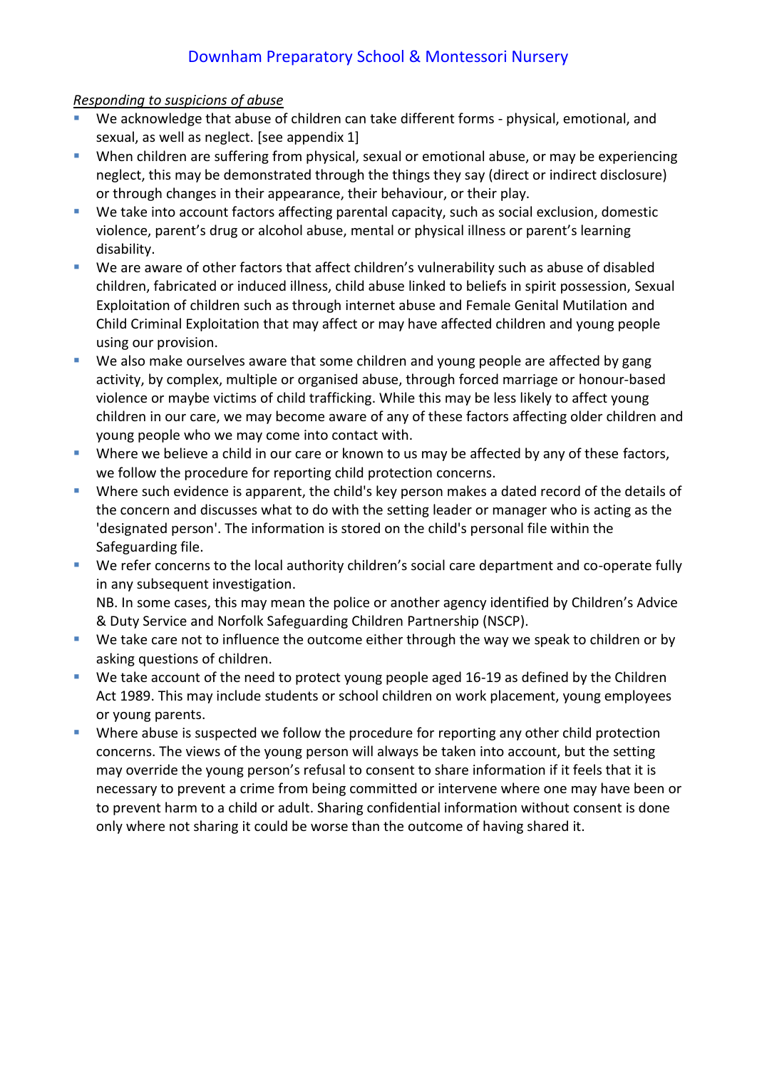*Responding to suspicions of abuse*

- We acknowledge that abuse of children can take different forms - physical, emotional, and sexual, as well as neglect. [see appendix 1]
- When children are suffering from physical, sexual or emotional abuse, or may be experiencing neglect, this may be demonstrated through the things they say (direct or indirect disclosure) or through changes in their appearance, their behaviour, or their play.
- We take into account factors affecting parental capacity, such as social exclusion, domestic violence, parent's drug or alcohol abuse, mental or physical illness or parent's learning disability.
- We are aware of other factors that affect children's vulnerability such as abuse of disabled children, fabricated or induced illness, child abuse linked to beliefs in spirit possession, Sexual Exploitation of children such as through internet abuse and Female Genital Mutilation and Child Criminal Exploitation that may affect or may have affected children and young people using our provision.
- We also make ourselves aware that some children and young people are affected by gang activity, by complex, multiple or organised abuse, through forced marriage or honour-based violence or maybe victims of child trafficking. While this may be less likely to affect young children in our care, we may become aware of any of these factors affecting older children and young people who we may come into contact with.
- Where we believe a child in our care or known to us may be affected by any of these factors, we follow the procedure for reporting child protection concerns.
- Where such evidence is apparent, the child's key person makes a dated record of the details of the concern and discusses what to do with the setting leader or manager who is acting as the 'designated person'. The information is stored on the child's personal file within the Safeguarding file.
- We refer concerns to the local authority children's social care department and co-operate fully in any subsequent investigation.
  NB. In some cases, this may mean the police or another agency identified by Children's Advice & Duty Service and Norfolk Safeguarding Children Partnership (NSCP).
- We take care not to influence the outcome either through the way we speak to children or by asking questions of children.
- We take account of the need to protect young people aged 16-19 as defined by the Children Act 1989. This may include students or school children on work placement, young employees or young parents.
- Where abuse is suspected we follow the procedure for reporting any other child protection concerns. The views of the young person will always be taken into account, but the setting may override the young person's refusal to consent to share information if it feels that it is necessary to prevent a crime from being committed or intervene where one may have been or to prevent harm to a child or adult. Sharing confidential information without consent is done only where not sharing it could be worse than the outcome of having shared it.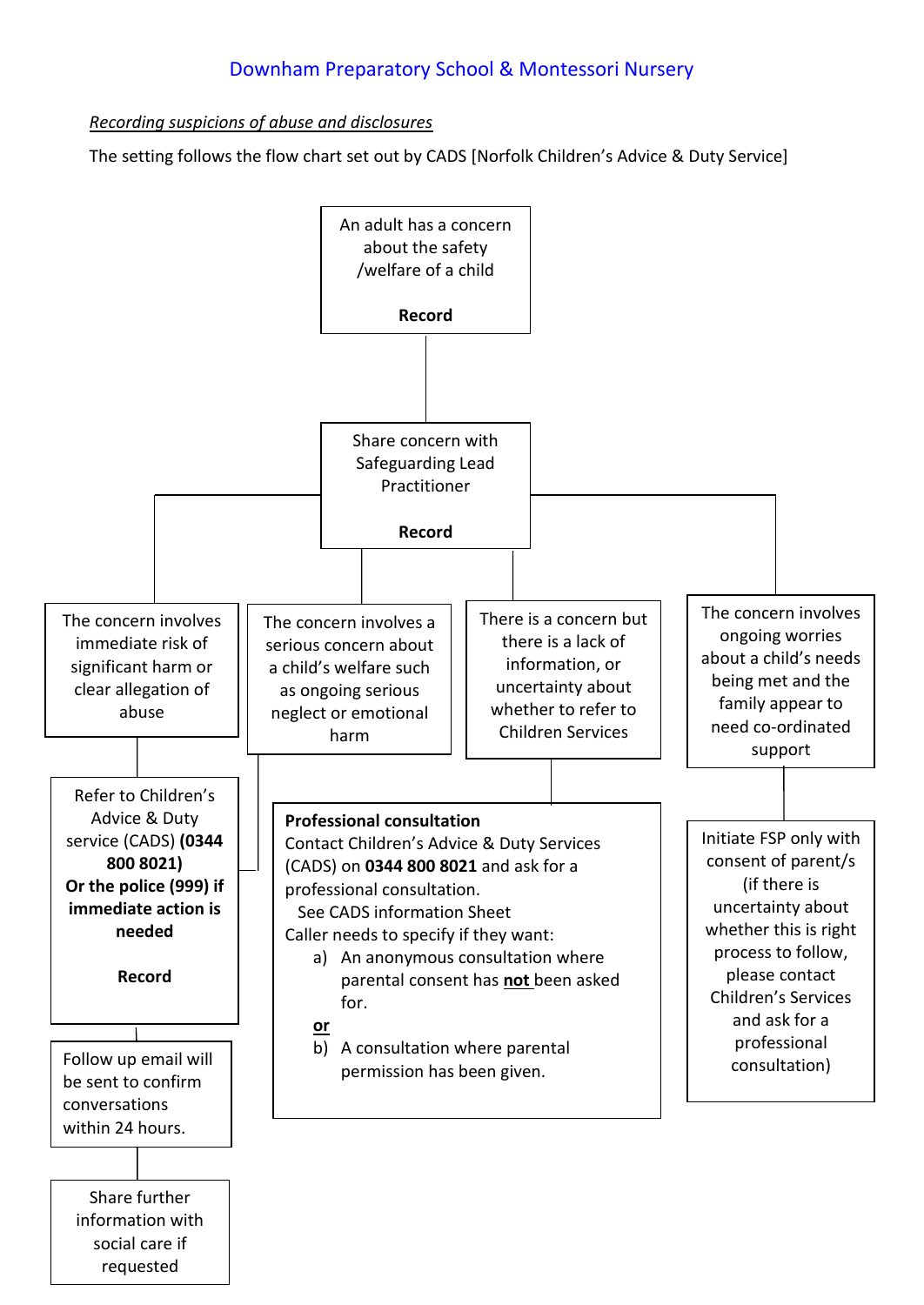Downham Preparatory School & Montessori Nursery

*Recording suspicions of abuse and disclosures*

The setting follows the flow chart set out by CADS [Norfolk Children's Advice & Duty Service]

An adult has a concern about the safety /welfare of a child

**Record**

Share concern with Safeguarding Lead Practitioner

**Record**

The concern involves immediate risk of significant harm or clear allegation of abuse

Refer to Children's Advice & Duty service (CADS) **(0344 800 8021)** **Or the police (999) if immediate action is needed**

**Record**

Follow up email will be sent to confirm conversations within 24 hours.

Share further information with social care if requested

The concern involves a serious concern about a child's welfare such as ongoing serious neglect or emotional harm

There is a concern but there is a lack of information, or uncertainty about whether to refer to Children Services

**Professional consultation**
Contact Children's Advice & Duty Services (CADS) on **0344 800 8021** and ask for a professional consultation.
See CADS information Sheet
Caller needs to specify if they want:

a) An anonymous consultation where parental consent has **not** been asked for.

**or**

b) A consultation where parental permission has been given.

The concern involves ongoing worries about a child's needs being met and the family appear to need co-ordinated support

Initiate FSP only with consent of parent/s (if there is uncertainty about whether this is right process to follow, please contact Children's Services and ask for a professional consultation)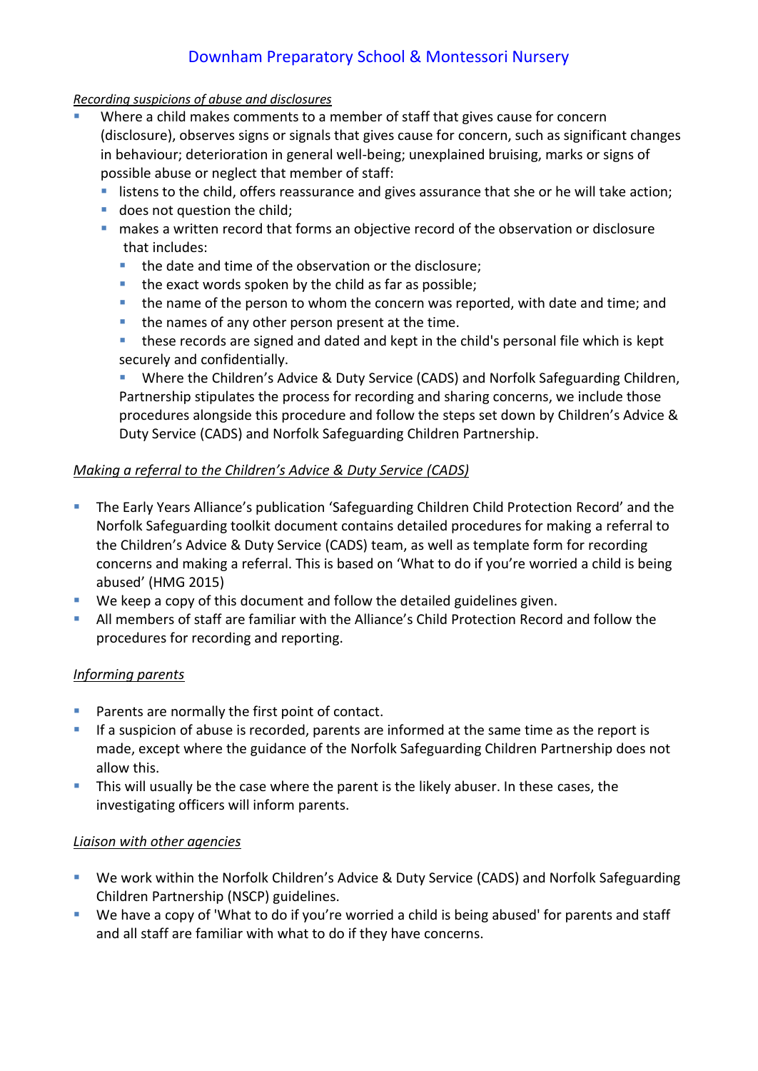## Downham Preparatory School & Montessori Nursery

*Recording suspicions of abuse and disclosures*

- Where a child makes comments to a member of staff that gives cause for concern (disclosure), observes signs or signals that gives cause for concern, such as significant changes in behaviour; deterioration in general well-being; unexplained bruising, marks or signs of possible abuse or neglect that member of staff:
  - listens to the child, offers reassurance and gives assurance that she or he will take action;
  - does not question the child;
  - makes a written record that forms an objective record of the observation or disclosure that includes:
    - the date and time of the observation or the disclosure;
    - the exact words spoken by the child as far as possible;
    - the name of the person to whom the concern was reported, with date and time; and
    - the names of any other person present at the time.
    - these records are signed and dated and kept in the child's personal file which is kept securely and confidentially.
    - Where the Children's Advice & Duty Service (CADS) and Norfolk Safeguarding Children, Partnership stipulates the process for recording and sharing concerns, we include those procedures alongside this procedure and follow the steps set down by Children's Advice & Duty Service (CADS) and Norfolk Safeguarding Children Partnership.

*Making a referral to the Children's Advice & Duty Service (CADS)*

- The Early Years Alliance's publication 'Safeguarding Children Child Protection Record' and the Norfolk Safeguarding toolkit document contains detailed procedures for making a referral to the Children's Advice & Duty Service (CADS) team, as well as template form for recording concerns and making a referral. This is based on 'What to do if you're worried a child is being abused' (HMG 2015)
- We keep a copy of this document and follow the detailed guidelines given.
- All members of staff are familiar with the Alliance's Child Protection Record and follow the procedures for recording and reporting.

*Informing parents*

- Parents are normally the first point of contact.
- If a suspicion of abuse is recorded, parents are informed at the same time as the report is made, except where the guidance of the Norfolk Safeguarding Children Partnership does not allow this.
- This will usually be the case where the parent is the likely abuser. In these cases, the investigating officers will inform parents.

*Liaison with other agencies*

- We work within the Norfolk Children's Advice & Duty Service (CADS) and Norfolk Safeguarding Children Partnership (NSCP) guidelines.
- We have a copy of 'What to do if you're worried a child is being abused' for parents and staff and all staff are familiar with what to do if they have concerns.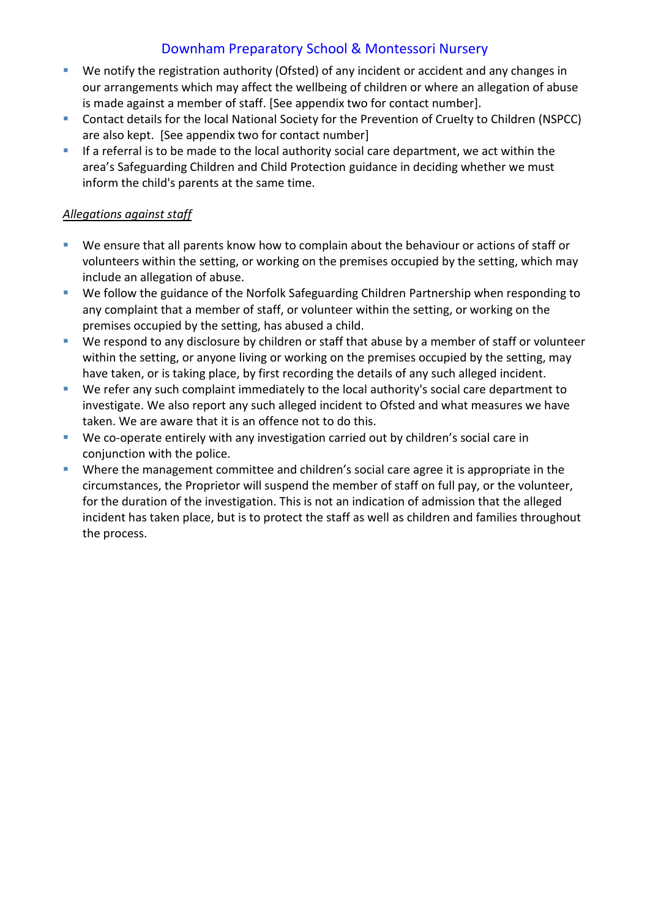- We notify the registration authority (Ofsted) of any incident or accident and any changes in our arrangements which may affect the wellbeing of children or where an allegation of abuse is made against a member of staff. [See appendix two for contact number].
- Contact details for the local National Society for the Prevention of Cruelty to Children (NSPCC) are also kept. [See appendix two for contact number]
- If a referral is to be made to the local authority social care department, we act within the area's Safeguarding Children and Child Protection guidance in deciding whether we must inform the child's parents at the same time.

*<u>Allegations against staff</u>*

- We ensure that all parents know how to complain about the behaviour or actions of staff or volunteers within the setting, or working on the premises occupied by the setting, which may include an allegation of abuse.
- We follow the guidance of the Norfolk Safeguarding Children Partnership when responding to any complaint that a member of staff, or volunteer within the setting, or working on the premises occupied by the setting, has abused a child.
- We respond to any disclosure by children or staff that abuse by a member of staff or volunteer within the setting, or anyone living or working on the premises occupied by the setting, may have taken, or is taking place, by first recording the details of any such alleged incident.
- We refer any such complaint immediately to the local authority's social care department to investigate. We also report any such alleged incident to Ofsted and what measures we have taken. We are aware that it is an offence not to do this.
- We co-operate entirely with any investigation carried out by children's social care in conjunction with the police.
- Where the management committee and children's social care agree it is appropriate in the circumstances, the Proprietor will suspend the member of staff on full pay, or the volunteer, for the duration of the investigation. This is not an indication of admission that the alleged incident has taken place, but is to protect the staff as well as children and families throughout the process.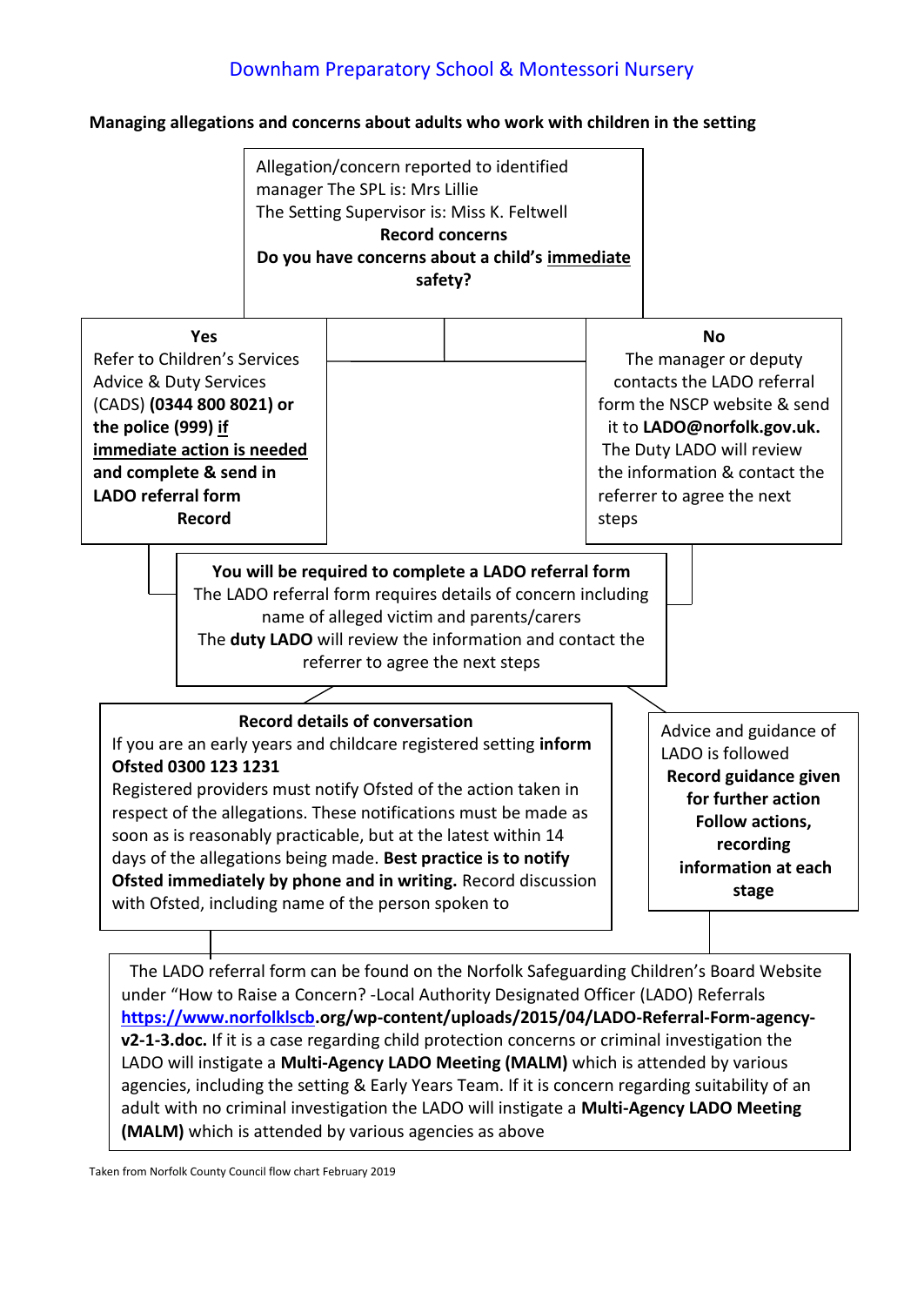## Downham Preparatory School & Montessori Nursery

**Managing allegations and concerns about adults who work with children in the setting**

Allegation/concern reported to identified manager The SPL is: Mrs Lillie
The Setting Supervisor is: Miss K. Feltwell
**Record concerns**
**Do you have concerns about a child's immediate safety?**

**Yes**
Refer to Children's Services Advice & Duty Services (CADS) **(0344 800 8021) or the police (999) if immediate action is needed and complete & send in LADO referral form**
**Record**

**No**
The manager or deputy contacts the LADO referral form the NSCP website & send it to **LADO@norfolk.gov.uk.** The Duty LADO will review the information & contact the referrer to agree the next steps

**You will be required to complete a LADO referral form**
The LADO referral form requires details of concern including name of alleged victim and parents/carers
The **duty LADO** will review the information and contact the referrer to agree the next steps

**Record details of conversation**
If you are an early years and childcare registered setting **inform Ofsted 0300 123 1231**
Registered providers must notify Ofsted of the action taken in respect of the allegations. These notifications must be made as soon as is reasonably practicable, but at the latest within 14 days of the allegations being made. **Best practice is to notify Ofsted immediately by phone and in writing.** Record discussion with Ofsted, including name of the person spoken to

Advice and guidance of LADO is followed
**Record guidance given for further action**
**Follow actions, recording information at each stage**

The LADO referral form can be found on the Norfolk Safeguarding Children's Board Website under "How to Raise a Concern? -Local Authority Designated Officer (LADO) Referrals **https://www.norfolklscb.org/wp-content/uploads/2015/04/LADO-Referral-Form-agency-v2-1-3.doc.** If it is a case regarding child protection concerns or criminal investigation the LADO will instigate a **Multi-Agency LADO Meeting (MALM)** which is attended by various agencies, including the setting & Early Years Team. If it is concern regarding suitability of an adult with no criminal investigation the LADO will instigate a **Multi-Agency LADO Meeting (MALM)** which is attended by various agencies as above

Taken from Norfolk County Council flow chart February 2019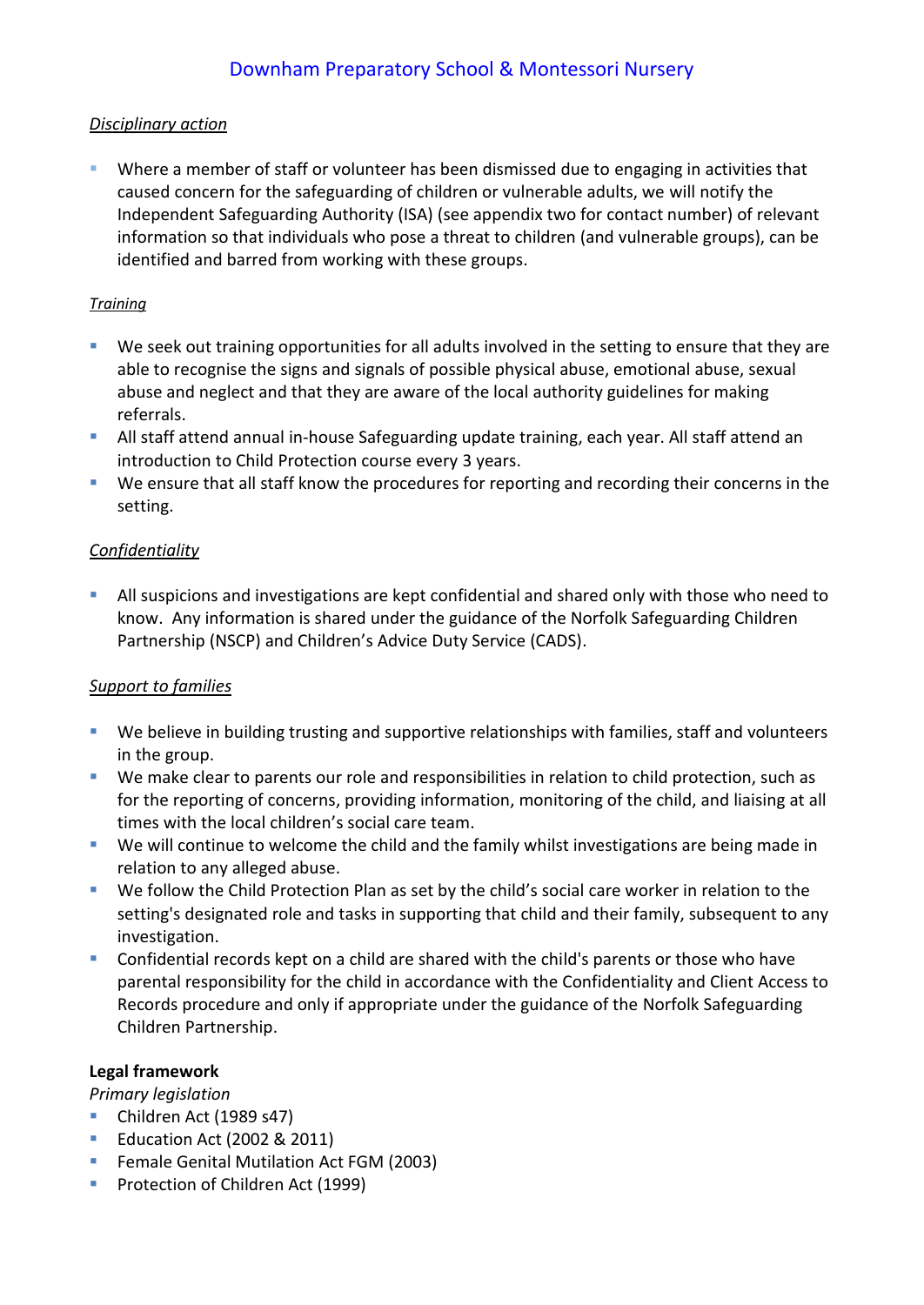*Disciplinary action*

- Where a member of staff or volunteer has been dismissed due to engaging in activities that caused concern for the safeguarding of children or vulnerable adults, we will notify the Independent Safeguarding Authority (ISA) (see appendix two for contact number) of relevant information so that individuals who pose a threat to children (and vulnerable groups), can be identified and barred from working with these groups.

*Training*

- We seek out training opportunities for all adults involved in the setting to ensure that they are able to recognise the signs and signals of possible physical abuse, emotional abuse, sexual abuse and neglect and that they are aware of the local authority guidelines for making referrals.
- All staff attend annual in-house Safeguarding update training, each year. All staff attend an introduction to Child Protection course every 3 years.
- We ensure that all staff know the procedures for reporting and recording their concerns in the setting.

*Confidentiality*

- All suspicions and investigations are kept confidential and shared only with those who need to know. Any information is shared under the guidance of the Norfolk Safeguarding Children Partnership (NSCP) and Children's Advice Duty Service (CADS).

*Support to families*

- We believe in building trusting and supportive relationships with families, staff and volunteers in the group.
- We make clear to parents our role and responsibilities in relation to child protection, such as for the reporting of concerns, providing information, monitoring of the child, and liaising at all times with the local children's social care team.
- We will continue to welcome the child and the family whilst investigations are being made in relation to any alleged abuse.
- We follow the Child Protection Plan as set by the child's social care worker in relation to the setting's designated role and tasks in supporting that child and their family, subsequent to any investigation.
- Confidential records kept on a child are shared with the child's parents or those who have parental responsibility for the child in accordance with the Confidentiality and Client Access to Records procedure and only if appropriate under the guidance of the Norfolk Safeguarding Children Partnership.

**Legal framework**

*Primary legislation*

- Children Act (1989 s47)
- Education Act (2002 & 2011)
- Female Genital Mutilation Act FGM (2003)
- Protection of Children Act (1999)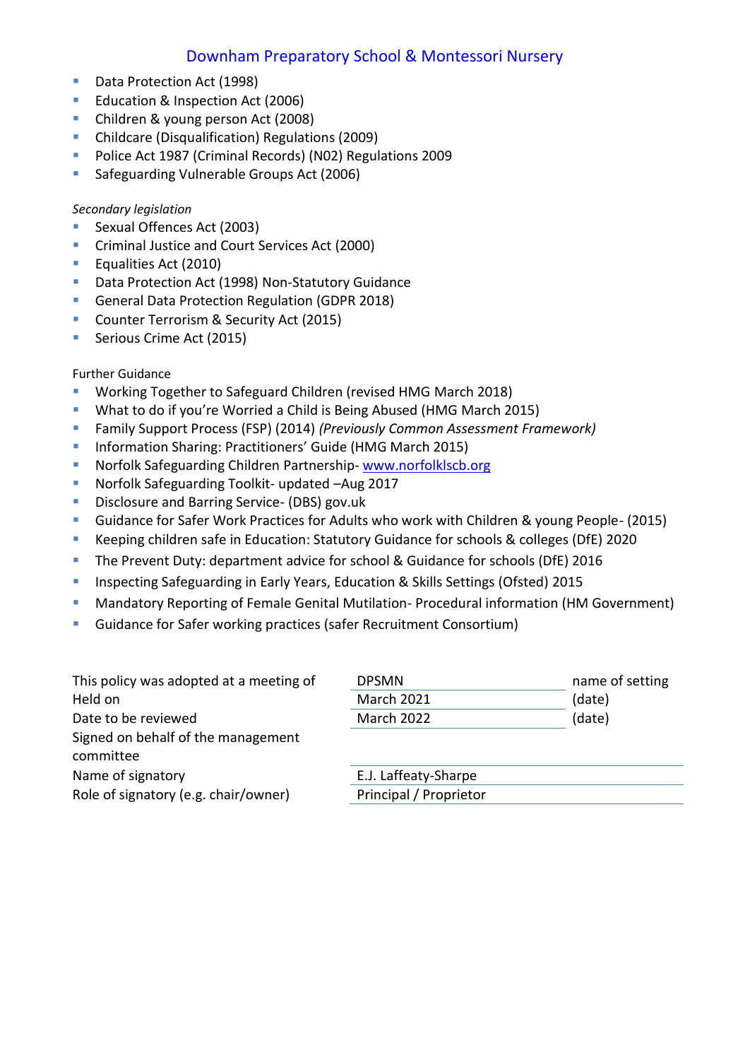- Data Protection Act (1998)
- Education & Inspection Act (2006)
- Children & young person Act (2008)
- Childcare (Disqualification) Regulations (2009)
- Police Act 1987 (Criminal Records) (N02) Regulations 2009
- Safeguarding Vulnerable Groups Act (2006)

*Secondary legislation*

- Sexual Offences Act (2003)
- Criminal Justice and Court Services Act (2000)
- Equalities Act (2010)
- Data Protection Act (1998) Non-Statutory Guidance
- General Data Protection Regulation (GDPR 2018)
- Counter Terrorism & Security Act (2015)
- Serious Crime Act (2015)

Further Guidance

- Working Together to Safeguard Children (revised HMG March 2018)
- What to do if you're Worried a Child is Being Abused (HMG March 2015)
- Family Support Process (FSP) (2014) *(Previously Common Assessment Framework)*
- Information Sharing: Practitioners' Guide (HMG March 2015)
- Norfolk Safeguarding Children Partnership- [www.norfolklscb.org](http://www.norfolklscb.org)
- Norfolk Safeguarding Toolkit- updated –Aug 2017
- Disclosure and Barring Service- (DBS) gov.uk
- Guidance for Safer Work Practices for Adults who work with Children & young People- (2015)
- Keeping children safe in Education: Statutory Guidance for schools & colleges (DfE) 2020
- The Prevent Duty: department advice for school & Guidance for schools (DfE) 2016
- Inspecting Safeguarding in Early Years, Education & Skills Settings (Ofsted) 2015
- Mandatory Reporting of Female Genital Mutilation- Procedural information (HM Government)
- Guidance for Safer working practices (safer Recruitment Consortium)

| | | |
|---|---|---|
| This policy was adopted at a meeting of | DPSMN | name of setting |
| Held on | March 2021 | (date) |
| Date to be reviewed | March 2022 | (date) |
| Signed on behalf of the management committee | | |
| Name of signatory | E.J. Laffeaty-Sharpe | |
| Role of signatory (e.g. chair/owner) | Principal / Proprietor | |